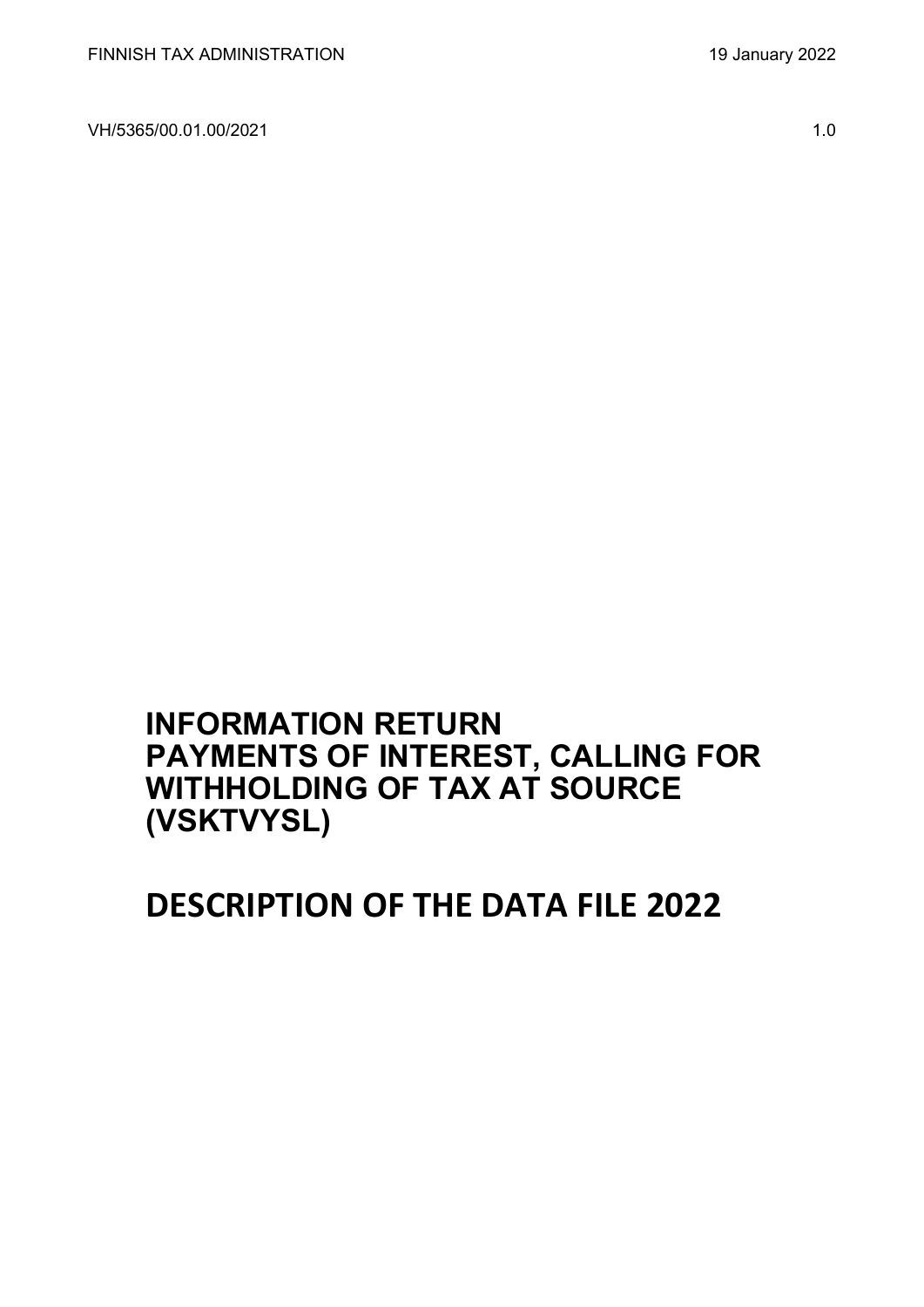FINNISH TAX ADMINISTRATION 19 January 2022

VH/5365/00.01.00/2021 1.0

# INFORMATION RETURN PAYMENTS OF INTEREST, CALLING FOR WITHHOLDING OF TAX AT SOURCE (VSKTVYSL)

# DESCRIPTION OF THE DATA FILE 2022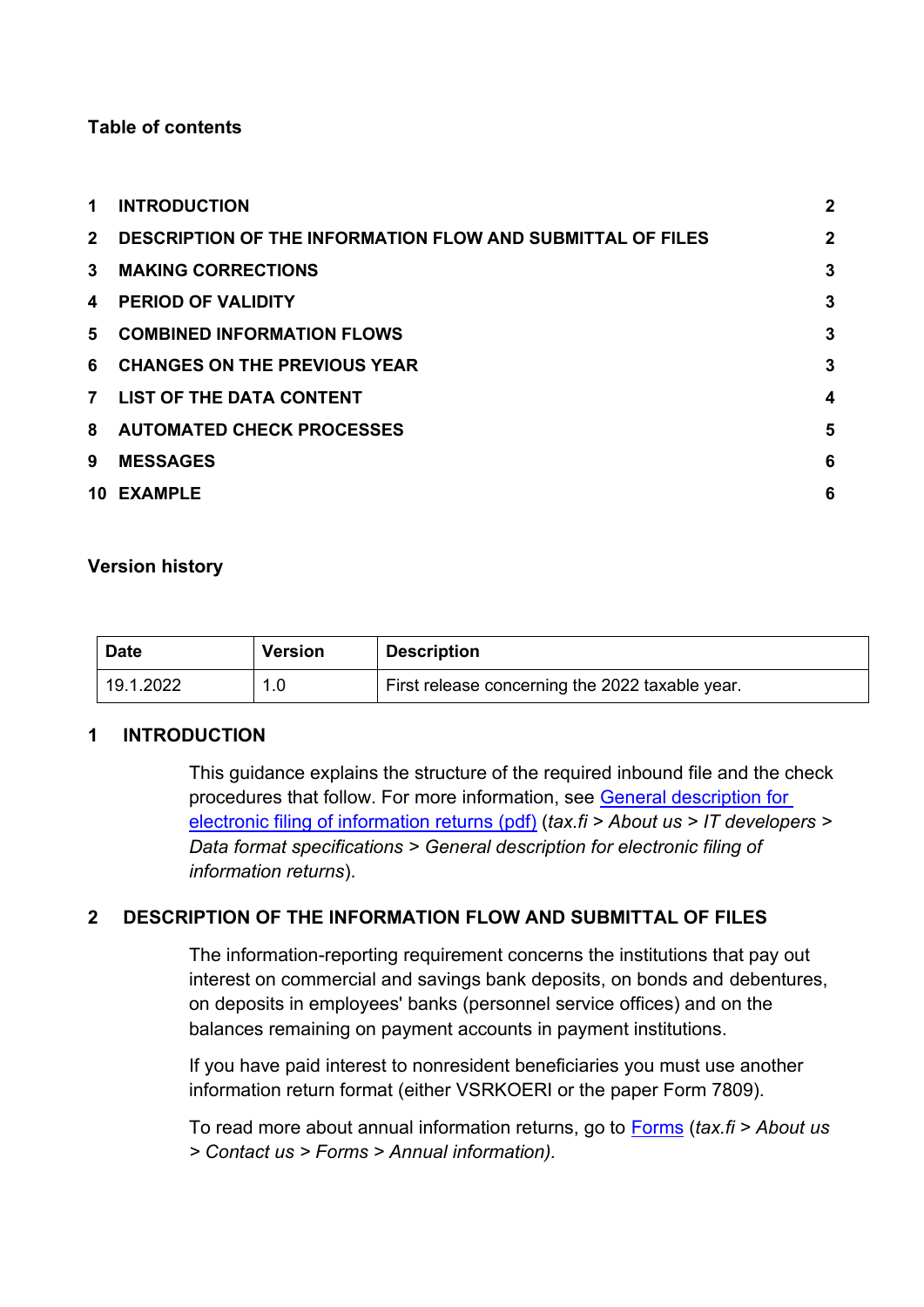**Table of contents**

| | | |
|---|---|---|
| 1 | INTRODUCTION | 2 |
| 2 | DESCRIPTION OF THE INFORMATION FLOW AND SUBMITTAL OF FILES | 2 |
| 3 | MAKING CORRECTIONS | 3 |
| 4 | PERIOD OF VALIDITY | 3 |
| 5 | COMBINED INFORMATION FLOWS | 3 |
| 6 | CHANGES ON THE PREVIOUS YEAR | 3 |
| 7 | LIST OF THE DATA CONTENT | 4 |
| 8 | AUTOMATED CHECK PROCESSES | 5 |
| 9 | MESSAGES | 6 |
| 10 | EXAMPLE | 6 |

**Version history**

| Date | Version | Description |
|---|---|---|
| 19.1.2022 | 1.0 | First release concerning the 2022 taxable year. |

## 1 INTRODUCTION

This guidance explains the structure of the required inbound file and the check procedures that follow. For more information, see [General description for electronic filing of information returns (pdf)] (*tax.fi > About us > IT developers > Data format specifications > General description for electronic filing of information returns*).

## 2 DESCRIPTION OF THE INFORMATION FLOW AND SUBMITTAL OF FILES

The information-reporting requirement concerns the institutions that pay out interest on commercial and savings bank deposits, on bonds and debentures, on deposits in employees' banks (personnel service offices) and on the balances remaining on payment accounts in payment institutions.

If you have paid interest to nonresident beneficiaries you must use another information return format (either VSRKOERI or the paper Form 7809).

To read more about annual information returns, go to [Forms] (*tax.fi > About us > Contact us > Forms > Annual information).*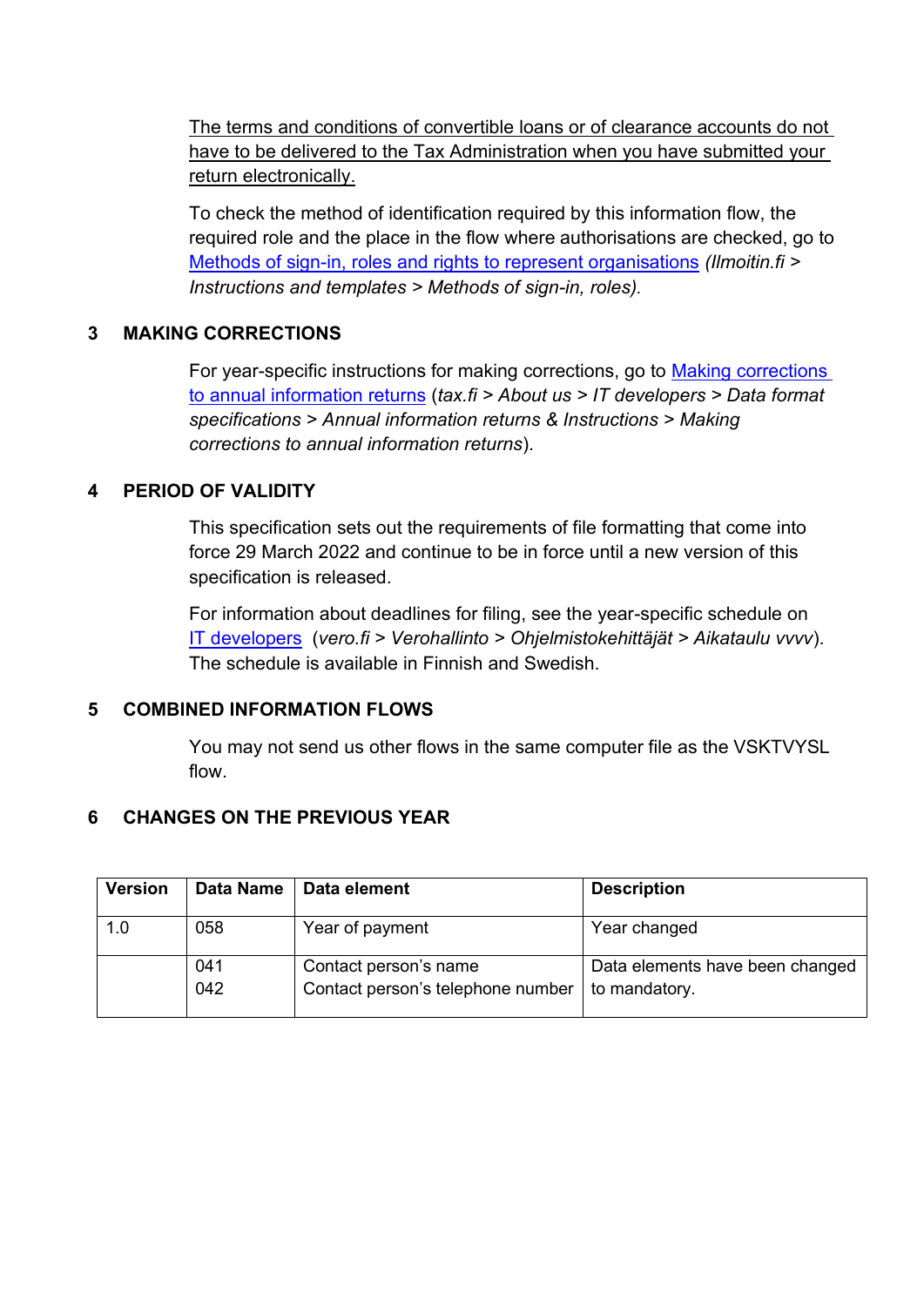The terms and conditions of convertible loans or of clearance accounts do not have to be delivered to the Tax Administration when you have submitted your return electronically.

To check the method of identification required by this information flow, the required role and the place in the flow where authorisations are checked, go to Methods of sign-in, roles and rights to represent organisations *(Ilmoitin.fi > Instructions and templates > Methods of sign-in, roles).*

## 3 MAKING CORRECTIONS

For year-specific instructions for making corrections, go to Making corrections to annual information returns (*tax.fi > About us > IT developers > Data format specifications > Annual information returns & Instructions > Making corrections to annual information returns*).

## 4 PERIOD OF VALIDITY

This specification sets out the requirements of file formatting that come into force 29 March 2022 and continue to be in force until a new version of this specification is released.

For information about deadlines for filing, see the year-specific schedule on IT developers (*vero.fi > Verohallinto > Ohjelmistokehittäjät > Aikataulu vvvv*). The schedule is available in Finnish and Swedish.

## 5 COMBINED INFORMATION FLOWS

You may not send us other flows in the same computer file as the VSKTVYSL flow.

## 6 CHANGES ON THE PREVIOUS YEAR

| Version | Data Name | Data element | Description |
|---|---|---|---|
| 1.0 | 058 | Year of payment | Year changed |
| | 041<br>042 | Contact person's name<br>Contact person's telephone number | Data elements have been changed to mandatory. |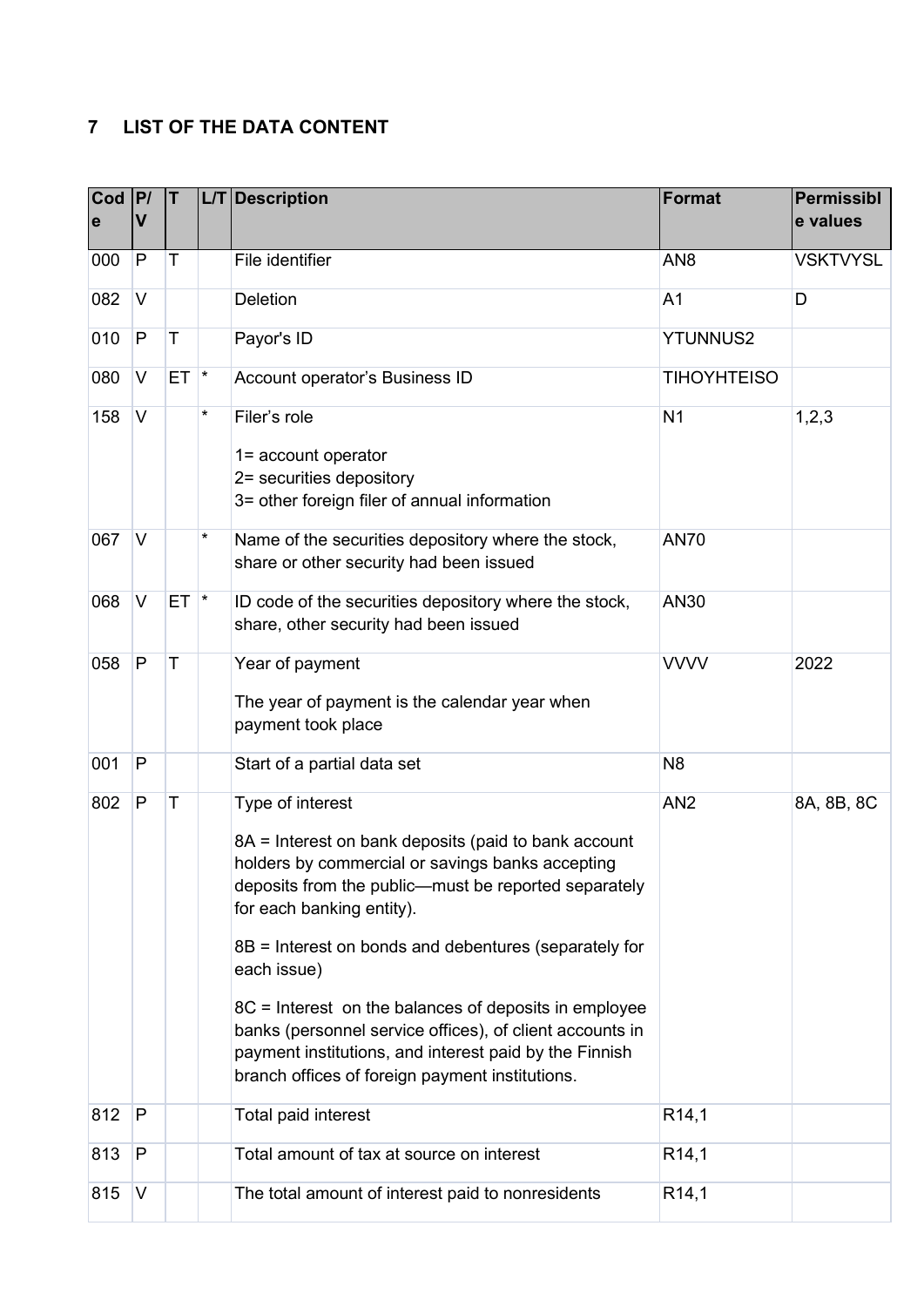## 7 LIST OF THE DATA CONTENT

| Code | P/V | T | L/T | Description | Format | Permissible values |
|---|---|---|---|---|---|---|
| 000 | P | T | | File identifier | AN8 | VSKTVYSL |
| 082 | V | | | Deletion | A1 | D |
| 010 | P | T | | Payor's ID | YTUNNUS2 | |
| 080 | V | ET | * | Account operator's Business ID | TIHOYHTEISO | |
| 158 | V | | * | Filer's role<br><br>1= account operator<br>2= securities depository<br>3= other foreign filer of annual information | N1 | 1,2,3 |
| 067 | V | | * | Name of the securities depository where the stock, share or other security had been issued | AN70 | |
| 068 | V | ET | * | ID code of the securities depository where the stock, share, other security had been issued | AN30 | |
| 058 | P | T | | Year of payment<br><br>The year of payment is the calendar year when payment took place | VVVV | 2022 |
| 001 | P | | | Start of a partial data set | N8 | |
| 802 | P | T | | Type of interest<br><br>8A = Interest on bank deposits (paid to bank account holders by commercial or savings banks accepting deposits from the public—must be reported separately for each banking entity).<br><br>8B = Interest on bonds and debentures (separately for each issue)<br><br>8C = Interest on the balances of deposits in employee banks (personnel service offices), of client accounts in payment institutions, and interest paid by the Finnish branch offices of foreign payment institutions. | AN2 | 8A, 8B, 8C |
| 812 | P | | | Total paid interest | R14,1 | |
| 813 | P | | | Total amount of tax at source on interest | R14,1 | |
| 815 | V | | | The total amount of interest paid to nonresidents | R14,1 | |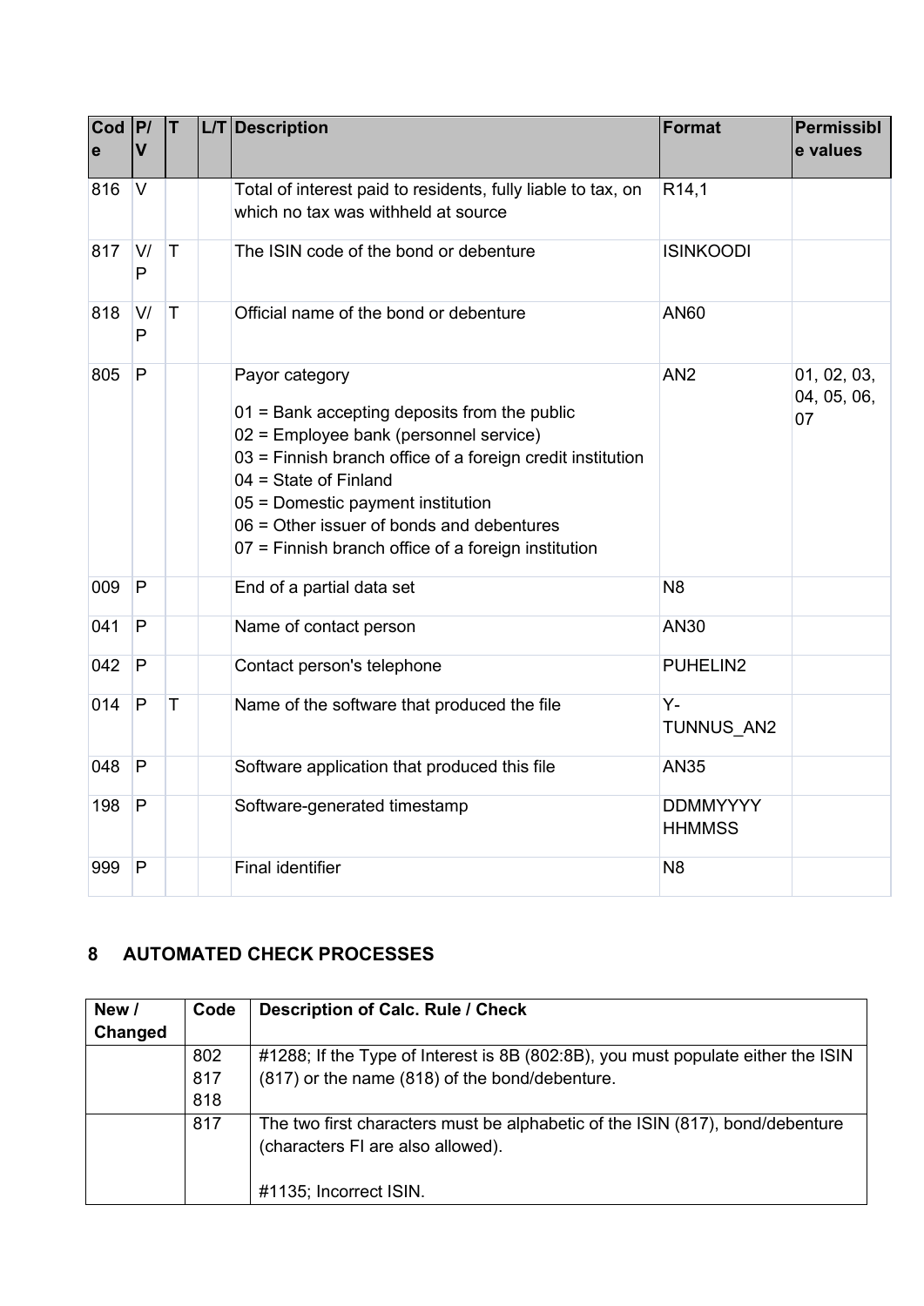| Code | P/V | T | L/T | Description | Format | Permissible values |
|---|---|---|---|---|---|---|
| 816 | V | | | Total of interest paid to residents, fully liable to tax, on which no tax was withheld at source | R14,1 | |
| 817 | V/P | T | | The ISIN code of the bond or debenture | ISINKOODI | |
| 818 | V/P | T | | Official name of the bond or debenture | AN60 | |
| 805 | P | | | Payor category<br><br>01 = Bank accepting deposits from the public<br>02 = Employee bank (personnel service)<br>03 = Finnish branch office of a foreign credit institution<br>04 = State of Finland<br>05 = Domestic payment institution<br>06 = Other issuer of bonds and debentures<br>07 = Finnish branch office of a foreign institution | AN2 | 01, 02, 03, 04, 05, 06, 07 |
| 009 | P | | | End of a partial data set | N8 | |
| 041 | P | | | Name of contact person | AN30 | |
| 042 | P | | | Contact person's telephone | PUHELIN2 | |
| 014 | P | T | | Name of the software that produced the file | Y-TUNNUS_AN2 | |
| 048 | P | | | Software application that produced this file | AN35 | |
| 198 | P | | | Software-generated timestamp | DDMMYYYY HHMMSS | |
| 999 | P | | | Final identifier | N8 | |

## 8 AUTOMATED CHECK PROCESSES

| New / Changed | Code | Description of Calc. Rule / Check |
|---|---|---|
| | 802<br>817<br>818 | #1288; If the Type of Interest is 8B (802:8B), you must populate either the ISIN (817) or the name (818) of the bond/debenture. |
| | 817 | The two first characters must be alphabetic of the ISIN (817), bond/debenture (characters FI are also allowed).<br><br>#1135; Incorrect ISIN. |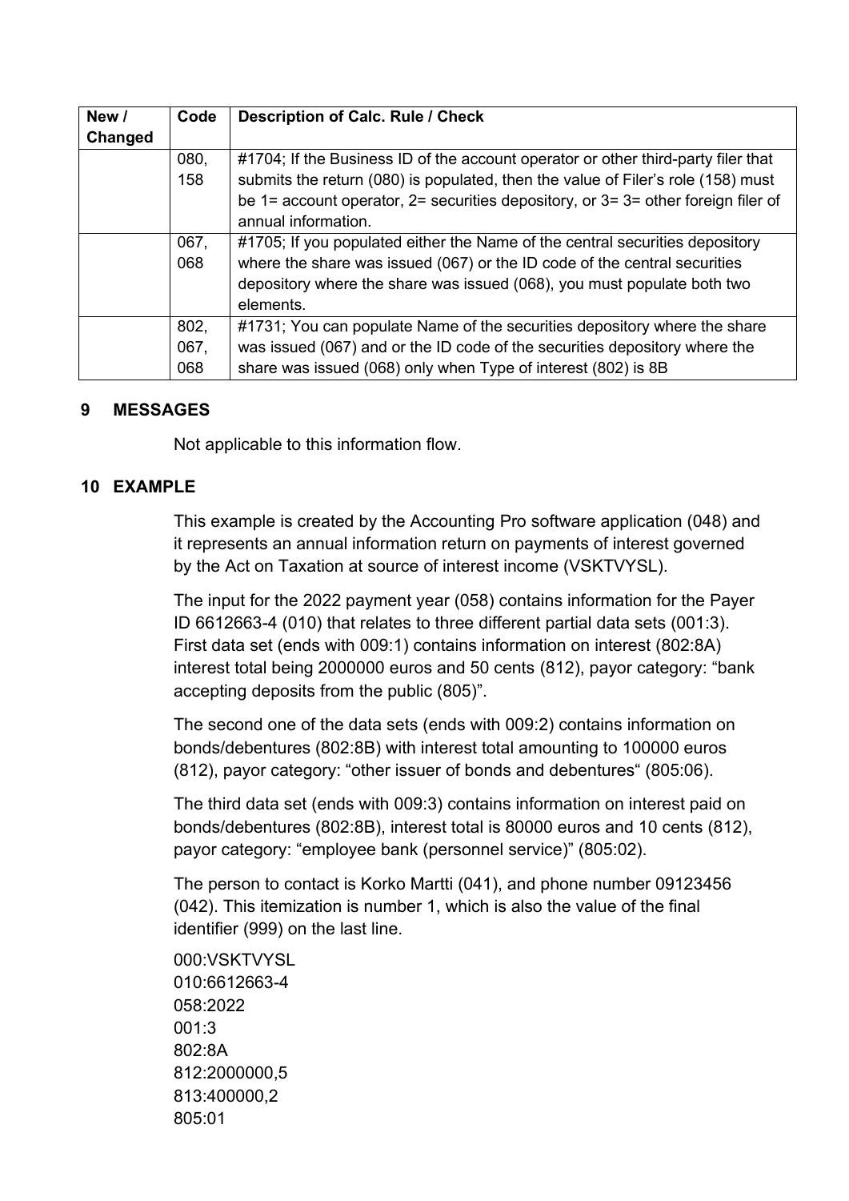| New / Changed | Code | Description of Calc. Rule / Check |
|---|---|---|
| | 080, 158 | #1704; If the Business ID of the account operator or other third-party filer that submits the return (080) is populated, then the value of Filer's role (158) must be 1= account operator, 2= securities depository, or 3= 3= other foreign filer of annual information. |
| | 067, 068 | #1705; If you populated either the Name of the central securities depository where the share was issued (067) or the ID code of the central securities depository where the share was issued (068), you must populate both two elements. |
| | 802, 067, 068 | #1731; You can populate Name of the securities depository where the share was issued (067) and or the ID code of the securities depository where the share was issued (068) only when Type of interest (802) is 8B |

## 9 MESSAGES

Not applicable to this information flow.

## 10 EXAMPLE

This example is created by the Accounting Pro software application (048) and it represents an annual information return on payments of interest governed by the Act on Taxation at source of interest income (VSKTVYSL).

The input for the 2022 payment year (058) contains information for the Payer ID 6612663-4 (010) that relates to three different partial data sets (001:3). First data set (ends with 009:1) contains information on interest (802:8A) interest total being 2000000 euros and 50 cents (812), payor category: "bank accepting deposits from the public (805)".

The second one of the data sets (ends with 009:2) contains information on bonds/debentures (802:8B) with interest total amounting to 100000 euros (812), payor category: "other issuer of bonds and debentures" (805:06).

The third data set (ends with 009:3) contains information on interest paid on bonds/debentures (802:8B), interest total is 80000 euros and 10 cents (812), payor category: "employee bank (personnel service)" (805:02).

The person to contact is Korko Martti (041), and phone number 09123456 (042). This itemization is number 1, which is also the value of the final identifier (999) on the last line.

```
000:VSKTVYSL
010:6612663-4
058:2022
001:3
802:8A
812:2000000,5
813:400000,2
805:01
```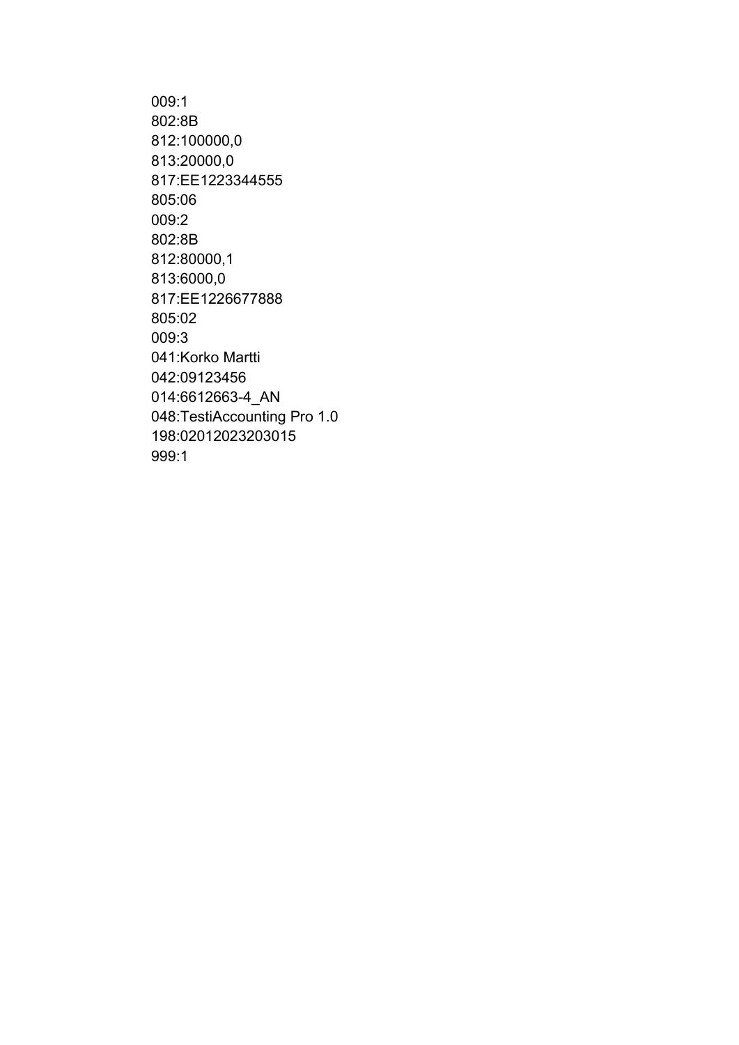009:1
802:8B
812:100000,0
813:20000,0
817:EE1223344555
805:06
009:2
802:8B
812:80000,1
813:6000,0
817:EE1226677888
805:02
009:3
041:Korko Martti
042:09123456
014:6612663-4_AN
048:TestiAccounting Pro 1.0
198:02012023203015
999:1